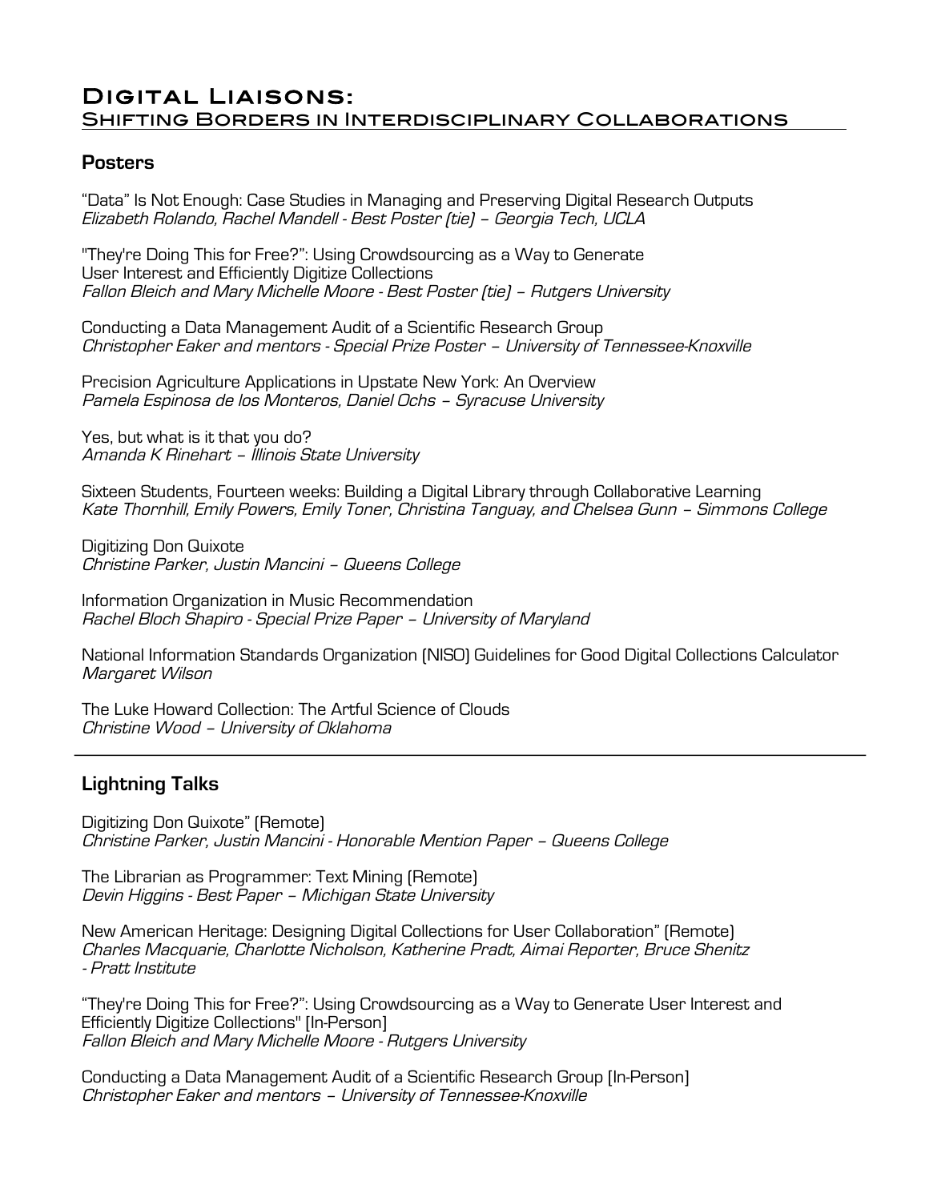# Digital Liaisons:
## Shifting Borders in Interdisciplinary Collaborations

### Posters

"Data" Is Not Enough: Case Studies in Managing and Preserving Digital Research Outputs
*Elizabeth Rolando, Rachel Mandell - Best Poster (tie) – Georgia Tech, UCLA*

"They're Doing This for Free?": Using Crowdsourcing as a Way to Generate User Interest and Efficiently Digitize Collections
*Fallon Bleich and Mary Michelle Moore - Best Poster (tie) – Rutgers University*

Conducting a Data Management Audit of a Scientific Research Group
*Christopher Eaker and mentors - Special Prize Poster – University of Tennessee-Knoxville*

Precision Agriculture Applications in Upstate New York: An Overview
*Pamela Espinosa de los Monteros, Daniel Ochs – Syracuse University*

Yes, but what is it that you do?
*Amanda K Rinehart – Illinois State University*

Sixteen Students, Fourteen weeks: Building a Digital Library through Collaborative Learning
*Kate Thornhill, Emily Powers, Emily Toner, Christina Tanguay, and Chelsea Gunn – Simmons College*

Digitizing Don Quixote
*Christine Parker, Justin Mancini – Queens College*

Information Organization in Music Recommendation
*Rachel Bloch Shapiro - Special Prize Paper – University of Maryland*

National Information Standards Organization (NISO) Guidelines for Good Digital Collections Calculator
*Margaret Wilson*

The Luke Howard Collection: The Artful Science of Clouds
*Christine Wood – University of Oklahoma*

---

### Lightning Talks

Digitizing Don Quixote" (Remote)
*Christine Parker, Justin Mancini - Honorable Mention Paper – Queens College*

The Librarian as Programmer: Text Mining (Remote)
*Devin Higgins - Best Paper – Michigan State University*

New American Heritage: Designing Digital Collections for User Collaboration" (Remote)
*Charles Macquarie, Charlotte Nicholson, Katherine Pradt, Aimai Reporter, Bruce Shenitz - Pratt Institute*

"They're Doing This for Free?": Using Crowdsourcing as a Way to Generate User Interest and Efficiently Digitize Collections" (In-Person)
*Fallon Bleich and Mary Michelle Moore - Rutgers University*

Conducting a Data Management Audit of a Scientific Research Group (In-Person)
*Christopher Eaker and mentors – University of Tennessee-Knoxville*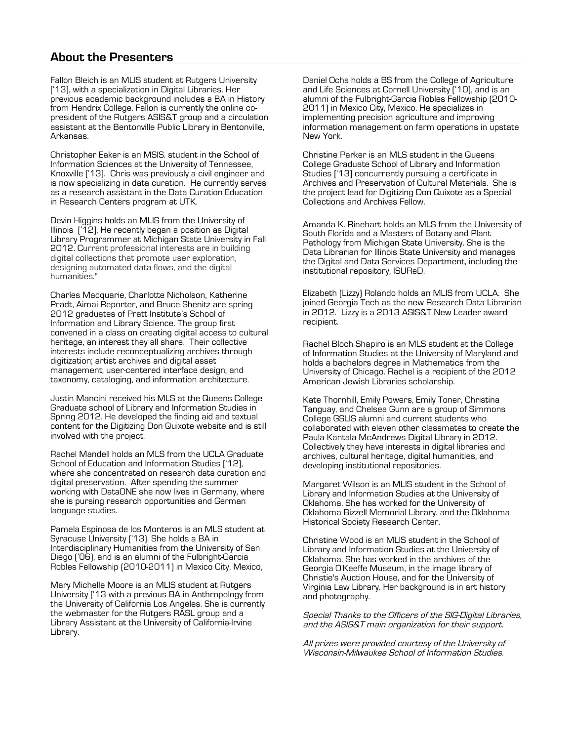## About the Presenters

Fallon Bleich is an MLIS student at Rutgers University ['13], with a specialization in Digital Libraries. Her previous academic background includes a BA in History from Hendrix College. Fallon is currently the online co-president of the Rutgers ASIS&T group and a circulation assistant at the Bentonville Public Library in Bentonville, Arkansas.

Christopher Eaker is an MSIS. student in the School of Information Sciences at the University of Tennessee, Knoxville ['13]. Chris was previously a civil engineer and is now specializing in data curation. He currently serves as a research assistant in the Data Curation Education in Research Centers program at UTK.

Devin Higgins holds an MLIS from the University of Illinois ['12], He recently began a position as Digital Library Programmer at Michigan State University in Fall 2012. Current professional interests are in building digital collections that promote user exploration, designing automated data flows, and the digital humanities."

Charles Macquarie, Charlotte Nicholson, Katherine Pradt, Aimai Reporter, and Bruce Shenitz are spring 2012 graduates of Pratt Institute's School of Information and Library Science. The group first convened in a class on creating digital access to cultural heritage, an interest they all share. Their collective interests include reconceptualizing archives through digitization; artist archives and digital asset management; user-centered interface design; and taxonomy, cataloging, and information architecture.

Justin Mancini received his MLS at the Queens College Graduate school of Library and Information Studies in Spring 2012. He developed the finding aid and textual content for the Digitizing Don Quixote website and is still involved with the project.

Rachel Mandell holds an MLS from the UCLA Graduate School of Education and Information Studies ['12], where she concentrated on research data curation and digital preservation. After spending the summer working with DataONE she now lives in Germany, where she is pursing research opportunities and German language studies.

Pamela Espinosa de los Monteros is an MLS student at Syracuse University ('13). She holds a BA in Interdisciplinary Humanities from the University of San Diego ('06), and is an alumni of the Fulbright-Garcia Robles Fellowship (2010-2011) in Mexico City, Mexico,

Mary Michelle Moore is an MLIS student at Rutgers University ['13 with a previous BA in Anthropology from the University of California Los Angeles. She is currently the webmaster for the Rutgers RASL group and a Library Assistant at the University of California-Irvine Library.

Daniel Ochs holds a BS from the College of Agriculture and Life Sciences at Cornell University ('10), and is an alumni of the Fulbright-Garcia Robles Fellowship (2010-2011) in Mexico City, Mexico. He specializes in implementing precision agriculture and improving information management on farm operations in upstate New York.

Christine Parker is an MLS student in the Queens College Graduate School of Library and Information Studies ['13] concurrently pursuing a certificate in Archives and Preservation of Cultural Materials. She is the project lead for Digitizing Don Quixote as a Special Collections and Archives Fellow.

Amanda K. Rinehart holds an MLS from the University of South Florida and a Masters of Botany and Plant Pathology from Michigan State University. She is the Data Librarian for Illinois State University and manages the Digital and Data Services Department, including the institutional repository, ISUReD.

Elizabeth (Lizzy) Rolando holds an MLIS from UCLA. She joined Georgia Tech as the new Research Data Librarian in 2012. Lizzy is a 2013 ASIS&T New Leader award recipient.

Rachel Bloch Shapiro is an MLS student at the College of Information Studies at the University of Maryland and holds a bachelors degree in Mathematics from the University of Chicago. Rachel is a recipient of the 2012 American Jewish Libraries scholarship.

Kate Thornhill, Emily Powers, Emily Toner, Christina Tanguay, and Chelsea Gunn are a group of Simmons College GSLIS alumni and current students who collaborated with eleven other classmates to create the Paula Kantala McAndrews Digital Library in 2012. Collectively they have interests in digital libraries and archives, cultural heritage, digital humanities, and developing institutional repositories.

Margaret Wilson is an MLIS student in the School of Library and Information Studies at the University of Oklahoma. She has worked for the University of Oklahoma Bizzell Memorial Library, and the Oklahoma Historical Society Research Center.

Christine Wood is an MLIS student in the School of Library and Information Studies at the University of Oklahoma. She has worked in the archives of the Georgia O'Keeffe Museum, in the image library of Christie's Auction House, and for the University of Virginia Law Library. Her background is in art history and photography.

*Special Thanks to the Officers of the SIG-Digital Libraries, and the ASIS&T main organization for their support.*

*All prizes were provided courtesy of the University of Wisconsin-Milwaukee School of Information Studies.*